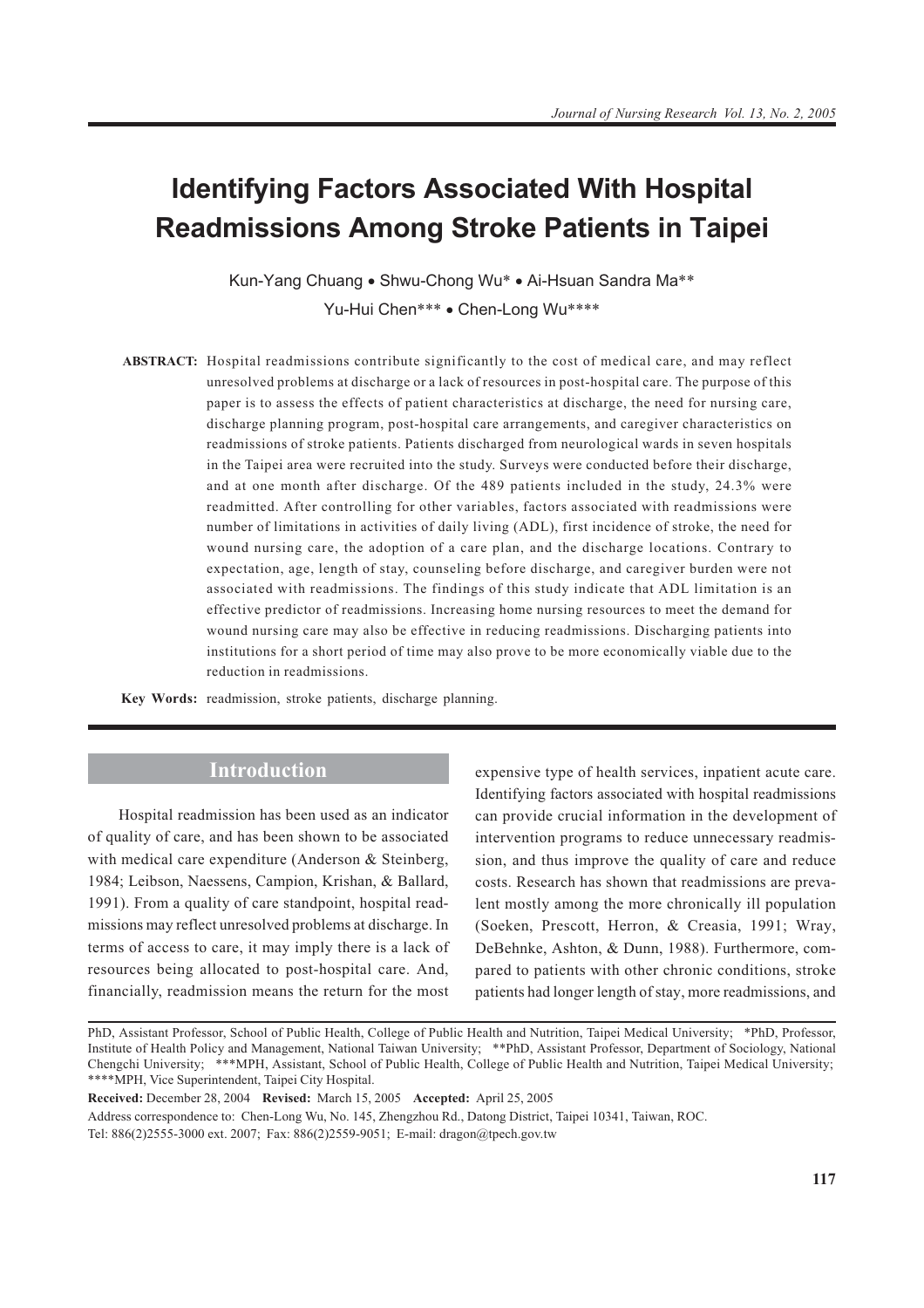# Identifying Factors Associated With Hospital Readmissions Among Stroke Patients in Taipei

Kun-Yang Chuang • Shwu-Chong Wu* • Ai-Hsuan Sandra Ma**
Yu-Hui Chen*** • Chen-Long Wu****

**ABSTRACT:** Hospital readmissions contribute significantly to the cost of medical care, and may reflect unresolved problems at discharge or a lack of resources in post-hospital care. The purpose of this paper is to assess the effects of patient characteristics at discharge, the need for nursing care, discharge planning program, post-hospital care arrangements, and caregiver characteristics on readmissions of stroke patients. Patients discharged from neurological wards in seven hospitals in the Taipei area were recruited into the study. Surveys were conducted before their discharge, and at one month after discharge. Of the 489 patients included in the study, 24.3% were readmitted. After controlling for other variables, factors associated with readmissions were number of limitations in activities of daily living (ADL), first incidence of stroke, the need for wound nursing care, the adoption of a care plan, and the discharge locations. Contrary to expectation, age, length of stay, counseling before discharge, and caregiver burden were not associated with readmissions. The findings of this study indicate that ADL limitation is an effective predictor of readmissions. Increasing home nursing resources to meet the demand for wound nursing care may also be effective in reducing readmissions. Discharging patients into institutions for a short period of time may also prove to be more economically viable due to the reduction in readmissions.

**Key Words:** readmission, stroke patients, discharge planning.

## Introduction

Hospital readmission has been used as an indicator of quality of care, and has been shown to be associated with medical care expenditure (Anderson & Steinberg, 1984; Leibson, Naessens, Campion, Krishan, & Ballard, 1991). From a quality of care standpoint, hospital readmissions may reflect unresolved problems at discharge. In terms of access to care, it may imply there is a lack of resources being allocated to post-hospital care. And, financially, readmission means the return for the most expensive type of health services, inpatient acute care. Identifying factors associated with hospital readmissions can provide crucial information in the development of intervention programs to reduce unnecessary readmission, and thus improve the quality of care and reduce costs. Research has shown that readmissions are prevalent mostly among the more chronically ill population (Soeken, Prescott, Herron, & Creasia, 1991; Wray, DeBehnke, Ashton, & Dunn, 1988). Furthermore, compared to patients with other chronic conditions, stroke patients had longer length of stay, more readmissions, and

---

PhD, Assistant Professor, School of Public Health, College of Public Health and Nutrition, Taipei Medical University; *PhD, Professor, Institute of Health Policy and Management, National Taiwan University; **PhD, Assistant Professor, Department of Sociology, National Chengchi University; ***MPH, Assistant, School of Public Health, College of Public Health and Nutrition, Taipei Medical University; ****MPH, Vice Superintendent, Taipei City Hospital.

**Received:** December 28, 2004 **Revised:** March 15, 2005 **Accepted:** April 25, 2005

Address correspondence to: Chen-Long Wu, No. 145, Zhengzhou Rd., Datong District, Taipei 10341, Taiwan, ROC.
Tel: 886(2)2555-3000 ext. 2007; Fax: 886(2)2559-9051; E-mail: dragon@tpech.gov.tw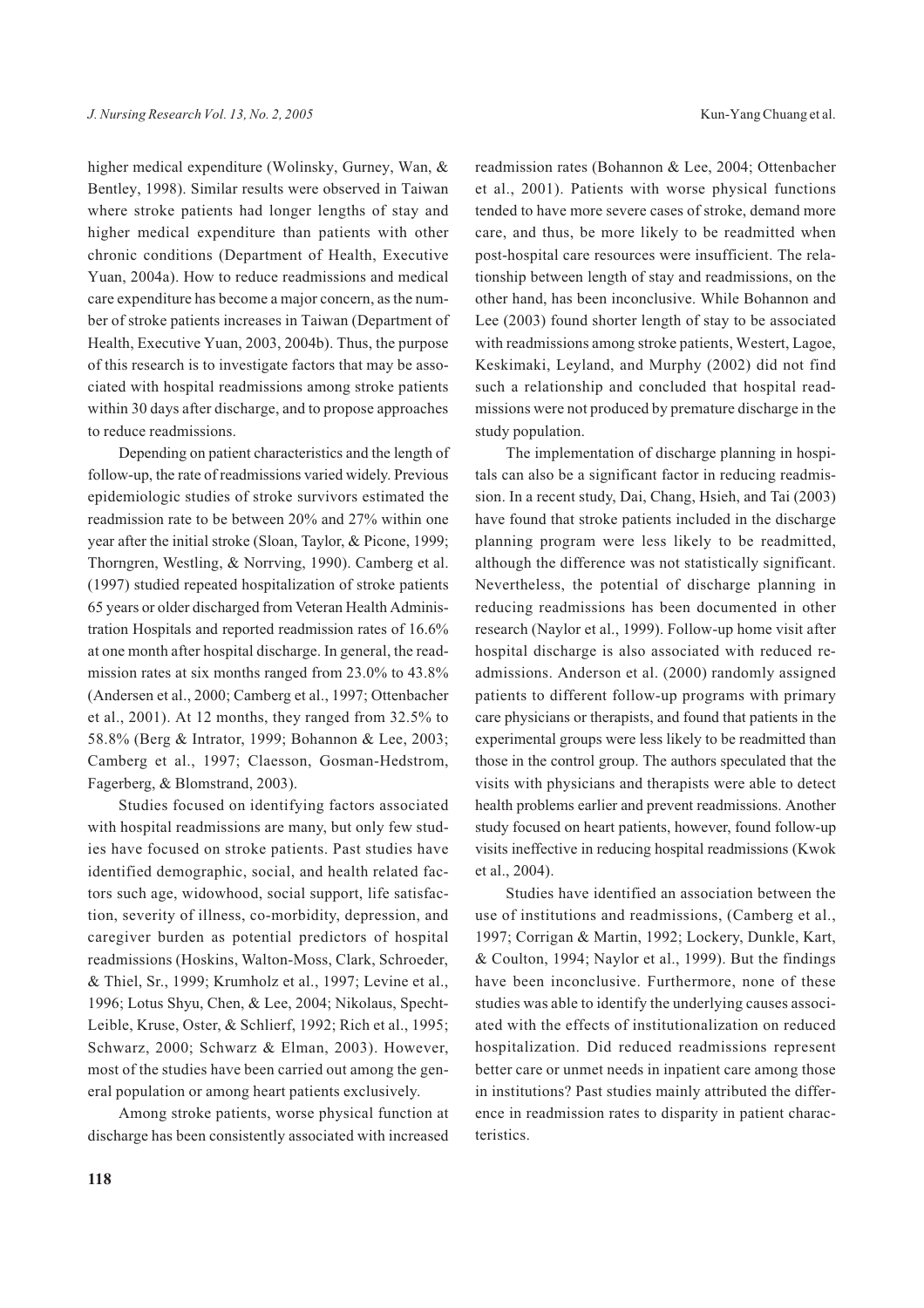higher medical expenditure (Wolinsky, Gurney, Wan, & Bentley, 1998). Similar results were observed in Taiwan where stroke patients had longer lengths of stay and higher medical expenditure than patients with other chronic conditions (Department of Health, Executive Yuan, 2004a). How to reduce readmissions and medical care expenditure has become a major concern, as the number of stroke patients increases in Taiwan (Department of Health, Executive Yuan, 2003, 2004b). Thus, the purpose of this research is to investigate factors that may be associated with hospital readmissions among stroke patients within 30 days after discharge, and to propose approaches to reduce readmissions.

Depending on patient characteristics and the length of follow-up, the rate of readmissions varied widely. Previous epidemiologic studies of stroke survivors estimated the readmission rate to be between 20% and 27% within one year after the initial stroke (Sloan, Taylor, & Picone, 1999; Thorngren, Westling, & Norrving, 1990). Camberg et al. (1997) studied repeated hospitalization of stroke patients 65 years or older discharged from Veteran Health Administration Hospitals and reported readmission rates of 16.6% at one month after hospital discharge. In general, the readmission rates at six months ranged from 23.0% to 43.8% (Andersen et al., 2000; Camberg et al., 1997; Ottenbacher et al., 2001). At 12 months, they ranged from 32.5% to 58.8% (Berg & Intrator, 1999; Bohannon & Lee, 2003; Camberg et al., 1997; Claesson, Gosman-Hedstrom, Fagerberg, & Blomstrand, 2003).

Studies focused on identifying factors associated with hospital readmissions are many, but only few studies have focused on stroke patients. Past studies have identified demographic, social, and health related factors such age, widowhood, social support, life satisfaction, severity of illness, co-morbidity, depression, and caregiver burden as potential predictors of hospital readmissions (Hoskins, Walton-Moss, Clark, Schroeder, & Thiel, Sr., 1999; Krumholz et al., 1997; Levine et al., 1996; Lotus Shyu, Chen, & Lee, 2004; Nikolaus, Specht-Leible, Kruse, Oster, & Schlierf, 1992; Rich et al., 1995; Schwarz, 2000; Schwarz & Elman, 2003). However, most of the studies have been carried out among the general population or among heart patients exclusively.

Among stroke patients, worse physical function at discharge has been consistently associated with increased readmission rates (Bohannon & Lee, 2004; Ottenbacher et al., 2001). Patients with worse physical functions tended to have more severe cases of stroke, demand more care, and thus, be more likely to be readmitted when post-hospital care resources were insufficient. The relationship between length of stay and readmissions, on the other hand, has been inconclusive. While Bohannon and Lee (2003) found shorter length of stay to be associated with readmissions among stroke patients, Westert, Lagoe, Keskimaki, Leyland, and Murphy (2002) did not find such a relationship and concluded that hospital readmissions were not produced by premature discharge in the study population.

The implementation of discharge planning in hospitals can also be a significant factor in reducing readmission. In a recent study, Dai, Chang, Hsieh, and Tai (2003) have found that stroke patients included in the discharge planning program were less likely to be readmitted, although the difference was not statistically significant. Nevertheless, the potential of discharge planning in reducing readmissions has been documented in other research (Naylor et al., 1999). Follow-up home visit after hospital discharge is also associated with reduced readmissions. Anderson et al. (2000) randomly assigned patients to different follow-up programs with primary care physicians or therapists, and found that patients in the experimental groups were less likely to be readmitted than those in the control group. The authors speculated that the visits with physicians and therapists were able to detect health problems earlier and prevent readmissions. Another study focused on heart patients, however, found follow-up visits ineffective in reducing hospital readmissions (Kwok et al., 2004).

Studies have identified an association between the use of institutions and readmissions, (Camberg et al., 1997; Corrigan & Martin, 1992; Lockery, Dunkle, Kart, & Coulton, 1994; Naylor et al., 1999). But the findings have been inconclusive. Furthermore, none of these studies was able to identify the underlying causes associated with the effects of institutionalization on reduced hospitalization. Did reduced readmissions represent better care or unmet needs in inpatient care among those in institutions? Past studies mainly attributed the difference in readmission rates to disparity in patient characteristics.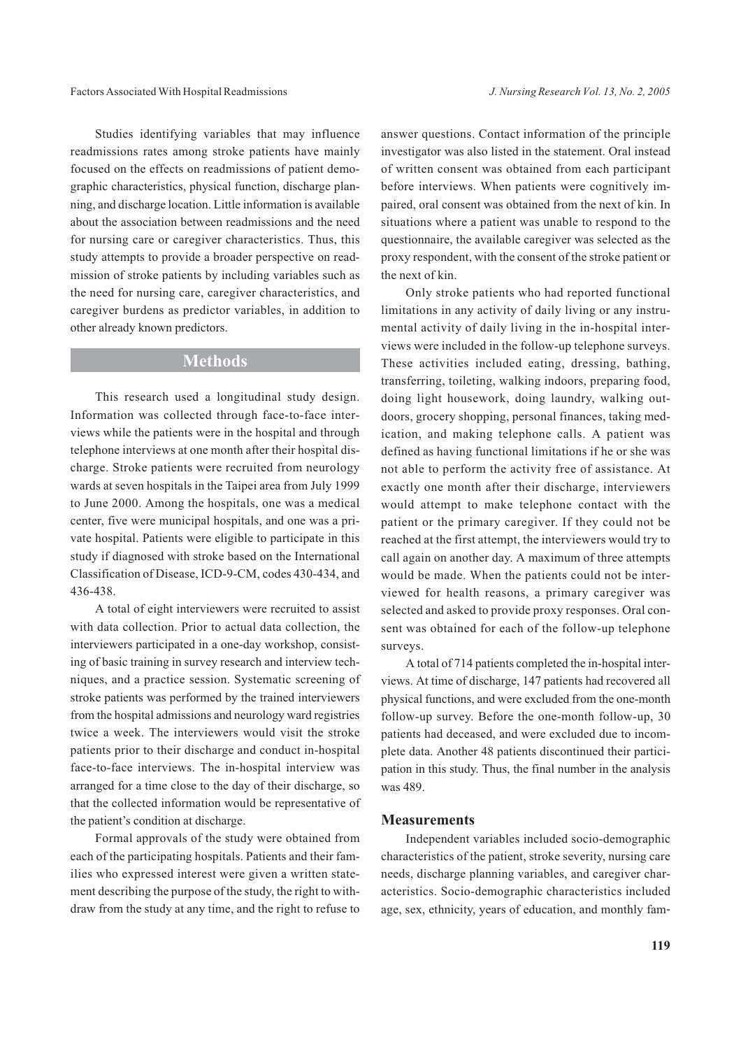Studies identifying variables that may influence readmissions rates among stroke patients have mainly focused on the effects on readmissions of patient demographic characteristics, physical function, discharge planning, and discharge location. Little information is available about the association between readmissions and the need for nursing care or caregiver characteristics. Thus, this study attempts to provide a broader perspective on readmission of stroke patients by including variables such as the need for nursing care, caregiver characteristics, and caregiver burdens as predictor variables, in addition to other already known predictors.

## Methods

This research used a longitudinal study design. Information was collected through face-to-face interviews while the patients were in the hospital and through telephone interviews at one month after their hospital discharge. Stroke patients were recruited from neurology wards at seven hospitals in the Taipei area from July 1999 to June 2000. Among the hospitals, one was a medical center, five were municipal hospitals, and one was a private hospital. Patients were eligible to participate in this study if diagnosed with stroke based on the International Classification of Disease, ICD-9-CM, codes 430-434, and 436-438.

A total of eight interviewers were recruited to assist with data collection. Prior to actual data collection, the interviewers participated in a one-day workshop, consisting of basic training in survey research and interview techniques, and a practice session. Systematic screening of stroke patients was performed by the trained interviewers from the hospital admissions and neurology ward registries twice a week. The interviewers would visit the stroke patients prior to their discharge and conduct in-hospital face-to-face interviews. The in-hospital interview was arranged for a time close to the day of their discharge, so that the collected information would be representative of the patient's condition at discharge.

Formal approvals of the study were obtained from each of the participating hospitals. Patients and their families who expressed interest were given a written statement describing the purpose of the study, the right to withdraw from the study at any time, and the right to refuse to answer questions. Contact information of the principle investigator was also listed in the statement. Oral instead of written consent was obtained from each participant before interviews. When patients were cognitively impaired, oral consent was obtained from the next of kin. In situations where a patient was unable to respond to the questionnaire, the available caregiver was selected as the proxy respondent, with the consent of the stroke patient or the next of kin.

Only stroke patients who had reported functional limitations in any activity of daily living or any instrumental activity of daily living in the in-hospital interviews were included in the follow-up telephone surveys. These activities included eating, dressing, bathing, transferring, toileting, walking indoors, preparing food, doing light housework, doing laundry, walking outdoors, grocery shopping, personal finances, taking medication, and making telephone calls. A patient was defined as having functional limitations if he or she was not able to perform the activity free of assistance. At exactly one month after their discharge, interviewers would attempt to make telephone contact with the patient or the primary caregiver. If they could not be reached at the first attempt, the interviewers would try to call again on another day. A maximum of three attempts would be made. When the patients could not be interviewed for health reasons, a primary caregiver was selected and asked to provide proxy responses. Oral consent was obtained for each of the follow-up telephone surveys.

A total of 714 patients completed the in-hospital interviews. At time of discharge, 147 patients had recovered all physical functions, and were excluded from the one-month follow-up survey. Before the one-month follow-up, 30 patients had deceased, and were excluded due to incomplete data. Another 48 patients discontinued their participation in this study. Thus, the final number in the analysis was 489.

### Measurements

Independent variables included socio-demographic characteristics of the patient, stroke severity, nursing care needs, discharge planning variables, and caregiver characteristics. Socio-demographic characteristics included age, sex, ethnicity, years of education, and monthly fam-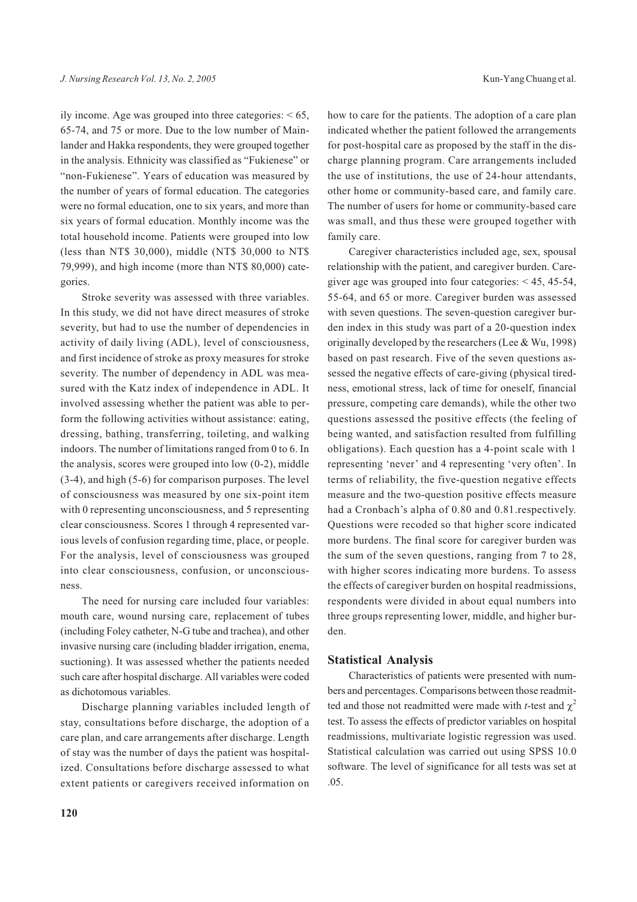ily income. Age was grouped into three categories: < 65, 65-74, and 75 or more. Due to the low number of Mainlander and Hakka respondents, they were grouped together in the analysis. Ethnicity was classified as "Fukienese" or "non-Fukienese". Years of education was measured by the number of years of formal education. The categories were no formal education, one to six years, and more than six years of formal education. Monthly income was the total household income. Patients were grouped into low (less than NT$ 30,000), middle (NT$ 30,000 to NT$ 79,999), and high income (more than NT$ 80,000) categories.

Stroke severity was assessed with three variables. In this study, we did not have direct measures of stroke severity, but had to use the number of dependencies in activity of daily living (ADL), level of consciousness, and first incidence of stroke as proxy measures for stroke severity. The number of dependency in ADL was measured with the Katz index of independence in ADL. It involved assessing whether the patient was able to perform the following activities without assistance: eating, dressing, bathing, transferring, toileting, and walking indoors. The number of limitations ranged from 0 to 6. In the analysis, scores were grouped into low (0-2), middle (3-4), and high (5-6) for comparison purposes. The level of consciousness was measured by one six-point item with 0 representing unconsciousness, and 5 representing clear consciousness. Scores 1 through 4 represented various levels of confusion regarding time, place, or people. For the analysis, level of consciousness was grouped into clear consciousness, confusion, or unconsciousness.

The need for nursing care included four variables: mouth care, wound nursing care, replacement of tubes (including Foley catheter, N-G tube and trachea), and other invasive nursing care (including bladder irrigation, enema, suctioning). It was assessed whether the patients needed such care after hospital discharge. All variables were coded as dichotomous variables.

Discharge planning variables included length of stay, consultations before discharge, the adoption of a care plan, and care arrangements after discharge. Length of stay was the number of days the patient was hospitalized. Consultations before discharge assessed to what extent patients or caregivers received information on how to care for the patients. The adoption of a care plan indicated whether the patient followed the arrangements for post-hospital care as proposed by the staff in the discharge planning program. Care arrangements included the use of institutions, the use of 24-hour attendants, other home or community-based care, and family care. The number of users for home or community-based care was small, and thus these were grouped together with family care.

Caregiver characteristics included age, sex, spousal relationship with the patient, and caregiver burden. Caregiver age was grouped into four categories: < 45, 45-54, 55-64, and 65 or more. Caregiver burden was assessed with seven questions. The seven-question caregiver burden index in this study was part of a 20-question index originally developed by the researchers (Lee & Wu, 1998) based on past research. Five of the seven questions assessed the negative effects of care-giving (physical tiredness, emotional stress, lack of time for oneself, financial pressure, competing care demands), while the other two questions assessed the positive effects (the feeling of being wanted, and satisfaction resulted from fulfilling obligations). Each question has a 4-point scale with 1 representing 'never' and 4 representing 'very often'. In terms of reliability, the five-question negative effects measure and the two-question positive effects measure had a Cronbach's alpha of 0.80 and 0.81.respectively. Questions were recoded so that higher score indicated more burdens. The final score for caregiver burden was the sum of the seven questions, ranging from 7 to 28, with higher scores indicating more burdens. To assess the effects of caregiver burden on hospital readmissions, respondents were divided in about equal numbers into three groups representing lower, middle, and higher burden.

### Statistical Analysis

Characteristics of patients were presented with numbers and percentages. Comparisons between those readmitted and those not readmitted were made with *t*-test and $\chi^2$ test. To assess the effects of predictor variables on hospital readmissions, multivariate logistic regression was used. Statistical calculation was carried out using SPSS 10.0 software. The level of significance for all tests was set at .05.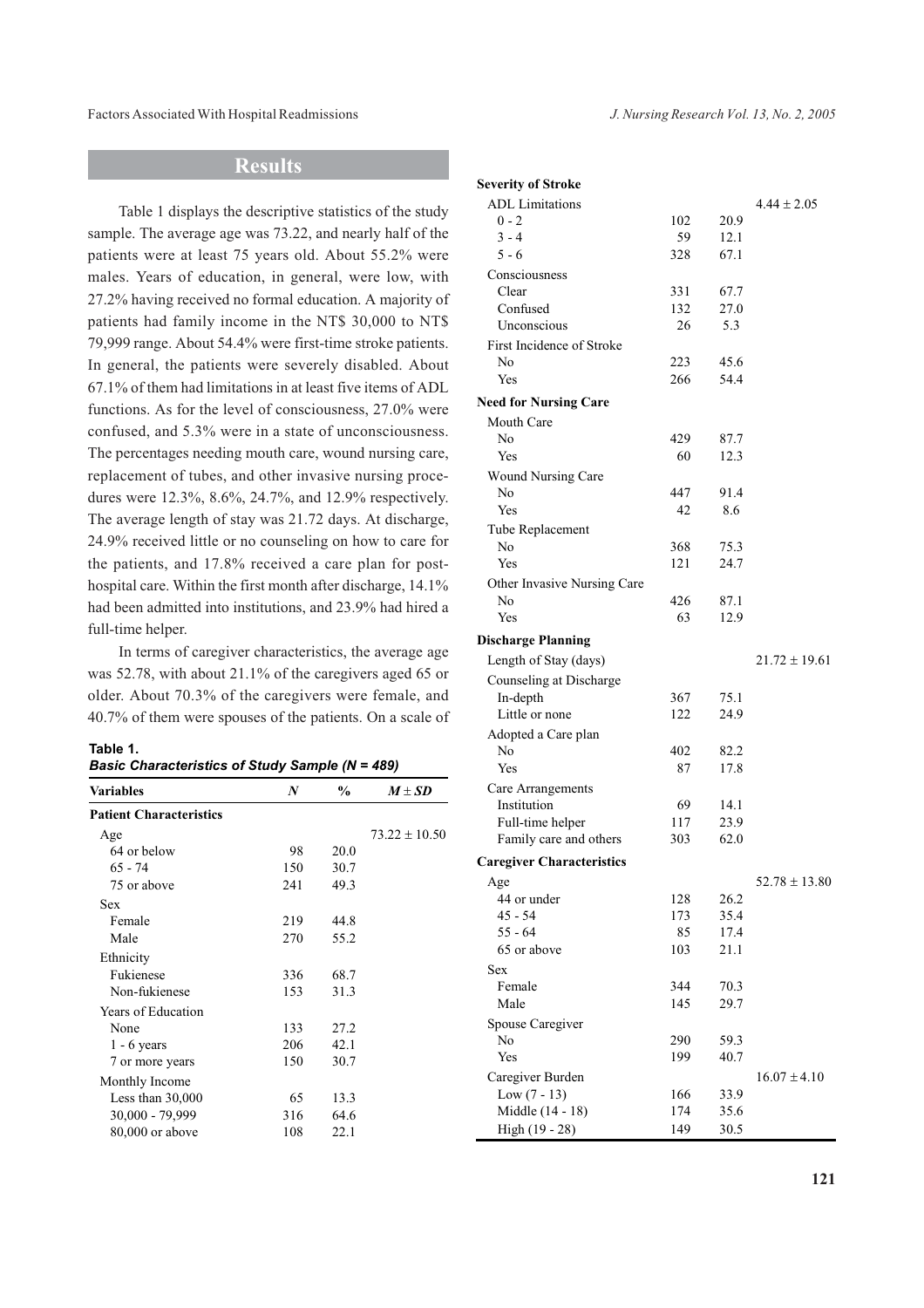## Results

Table 1 displays the descriptive statistics of the study sample. The average age was 73.22, and nearly half of the patients were at least 75 years old. About 55.2% were males. Years of education, in general, were low, with 27.2% having received no formal education. A majority of patients had family income in the NT$ 30,000 to NT$ 79,999 range. About 54.4% were first-time stroke patients. In general, the patients were severely disabled. About 67.1% of them had limitations in at least five items of ADL functions. As for the level of consciousness, 27.0% were confused, and 5.3% were in a state of unconsciousness. The percentages needing mouth care, wound nursing care, replacement of tubes, and other invasive nursing procedures were 12.3%, 8.6%, 24.7%, and 12.9% respectively. The average length of stay was 21.72 days. At discharge, 24.9% received little or no counseling on how to care for the patients, and 17.8% received a care plan for post-hospital care. Within the first month after discharge, 14.1% had been admitted into institutions, and 23.9% had hired a full-time helper.

In terms of caregiver characteristics, the average age was 52.78, with about 21.1% of the caregivers aged 65 or older. About 70.3% of the caregivers were female, and 40.7% of them were spouses of the patients. On a scale of

**Table 1.**
***Basic Characteristics of Study Sample (N = 489)***

| Variables | *N* | % | *M* ± *SD* |
|---|---|---|---|
| **Patient Characteristics** | | | |
| Age | | | 73.22 ± 10.50 |
| 64 or below | 98 | 20.0 | |
| 65 - 74 | 150 | 30.7 | |
| 75 or above | 241 | 49.3 | |
| Sex | | | |
| Female | 219 | 44.8 | |
| Male | 270 | 55.2 | |
| Ethnicity | | | |
| Fukienese | 336 | 68.7 | |
| Non-fukienese | 153 | 31.3 | |
| Years of Education | | | |
| None | 133 | 27.2 | |
| 1 - 6 years | 206 | 42.1 | |
| 7 or more years | 150 | 30.7 | |
| Monthly Income | | | |
| Less than 30,000 | 65 | 13.3 | |
| 30,000 - 79,999 | 316 | 64.6 | |
| 80,000 or above | 108 | 22.1 | |
| **Severity of Stroke** | | | |
| ADL Limitations | | | 4.44 ± 2.05 |
| 0 - 2 | 102 | 20.9 | |
| 3 - 4 | 59 | 12.1 | |
| 5 - 6 | 328 | 67.1 | |
| Consciousness | | | |
| Clear | 331 | 67.7 | |
| Confused | 132 | 27.0 | |
| Unconscious | 26 | 5.3 | |
| First Incidence of Stroke | | | |
| No | 223 | 45.6 | |
| Yes | 266 | 54.4 | |
| **Need for Nursing Care** | | | |
| Mouth Care | | | |
| No | 429 | 87.7 | |
| Yes | 60 | 12.3 | |
| Wound Nursing Care | | | |
| No | 447 | 91.4 | |
| Yes | 42 | 8.6 | |
| Tube Replacement | | | |
| No | 368 | 75.3 | |
| Yes | 121 | 24.7 | |
| Other Invasive Nursing Care | | | |
| No | 426 | 87.1 | |
| Yes | 63 | 12.9 | |
| **Discharge Planning** | | | |
| Length of Stay (days) | | | 21.72 ± 19.61 |
| Counseling at Discharge | | | |
| In-depth | 367 | 75.1 | |
| Little or none | 122 | 24.9 | |
| Adopted a Care plan | | | |
| No | 402 | 82.2 | |
| Yes | 87 | 17.8 | |
| Care Arrangements | | | |
| Institution | 69 | 14.1 | |
| Full-time helper | 117 | 23.9 | |
| Family care and others | 303 | 62.0 | |
| **Caregiver Characteristics** | | | |
| Age | | | 52.78 ± 13.80 |
| 44 or under | 128 | 26.2 | |
| 45 - 54 | 173 | 35.4 | |
| 55 - 64 | 85 | 17.4 | |
| 65 or above | 103 | 21.1 | |
| Sex | | | |
| Female | 344 | 70.3 | |
| Male | 145 | 29.7 | |
| Spouse Caregiver | | | |
| No | 290 | 59.3 | |
| Yes | 199 | 40.7 | |
| Caregiver Burden | | | 16.07 ± 4.10 |
| Low (7 - 13) | 166 | 33.9 | |
| Middle (14 - 18) | 174 | 35.6 | |
| High (19 - 28) | 149 | 30.5 | |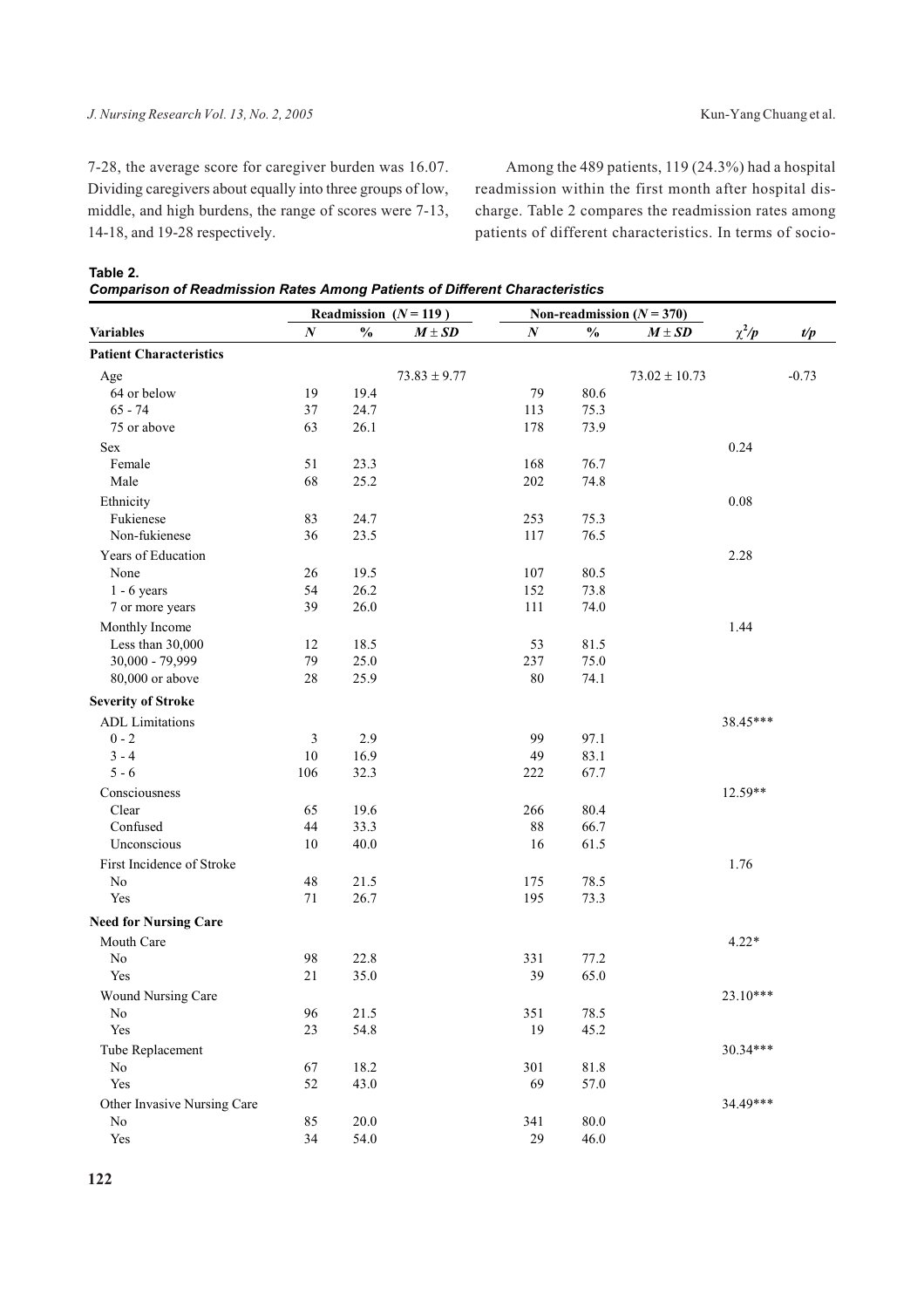7-28, the average score for caregiver burden was 16.07. Dividing caregivers about equally into three groups of low, middle, and high burdens, the range of scores were 7-13, 14-18, and 19-28 respectively.

Among the 489 patients, 119 (24.3%) had a hospital readmission within the first month after hospital discharge. Table 2 compares the readmission rates among patients of different characteristics. In terms of socio-

**Table 2.**
***Comparison of Readmission Rates Among Patients of Different Characteristics***

| | Readmission ($N = 119$) | | | Non-readmission ($N = 370$) | | | | |
|---|---|---|---|---|---|---|---|---|
| **Variables** | $N$ | % | $M \pm SD$ | $N$ | % | $M \pm SD$ | $\chi^2/p$ | $t/p$ |
| **Patient Characteristics** | | | | | | | | |
| Age | | | 73.83 ± 9.77 | | | 73.02 ± 10.73 | | -0.73 |
| 64 or below | 19 | 19.4 | | 79 | 80.6 | | | |
| 65 - 74 | 37 | 24.7 | | 113 | 75.3 | | | |
| 75 or above | 63 | 26.1 | | 178 | 73.9 | | | |
| Sex | | | | | | | 0.24 | |
| Female | 51 | 23.3 | | 168 | 76.7 | | | |
| Male | 68 | 25.2 | | 202 | 74.8 | | | |
| Ethnicity | | | | | | | 0.08 | |
| Fukienese | 83 | 24.7 | | 253 | 75.3 | | | |
| Non-fukienese | 36 | 23.5 | | 117 | 76.5 | | | |
| Years of Education | | | | | | | 2.28 | |
| None | 26 | 19.5 | | 107 | 80.5 | | | |
| 1 - 6 years | 54 | 26.2 | | 152 | 73.8 | | | |
| 7 or more years | 39 | 26.0 | | 111 | 74.0 | | | |
| Monthly Income | | | | | | | 1.44 | |
| Less than 30,000 | 12 | 18.5 | | 53 | 81.5 | | | |
| 30,000 - 79,999 | 79 | 25.0 | | 237 | 75.0 | | | |
| 80,000 or above | 28 | 25.9 | | 80 | 74.1 | | | |
| **Severity of Stroke** | | | | | | | | |
| ADL Limitations | | | | | | | 38.45*** | |
| 0 - 2 | 3 | 2.9 | | 99 | 97.1 | | | |
| 3 - 4 | 10 | 16.9 | | 49 | 83.1 | | | |
| 5 - 6 | 106 | 32.3 | | 222 | 67.7 | | | |
| Consciousness | | | | | | | 12.59** | |
| Clear | 65 | 19.6 | | 266 | 80.4 | | | |
| Confused | 44 | 33.3 | | 88 | 66.7 | | | |
| Unconscious | 10 | 40.0 | | 16 | 61.5 | | | |
| First Incidence of Stroke | | | | | | | 1.76 | |
| No | 48 | 21.5 | | 175 | 78.5 | | | |
| Yes | 71 | 26.7 | | 195 | 73.3 | | | |
| **Need for Nursing Care** | | | | | | | | |
| Mouth Care | | | | | | | 4.22* | |
| No | 98 | 22.8 | | 331 | 77.2 | | | |
| Yes | 21 | 35.0 | | 39 | 65.0 | | | |
| Wound Nursing Care | | | | | | | 23.10*** | |
| No | 96 | 21.5 | | 351 | 78.5 | | | |
| Yes | 23 | 54.8 | | 19 | 45.2 | | | |
| Tube Replacement | | | | | | | 30.34*** | |
| No | 67 | 18.2 | | 301 | 81.8 | | | |
| Yes | 52 | 43.0 | | 69 | 57.0 | | | |
| Other Invasive Nursing Care | | | | | | | 34.49*** | |
| No | 85 | 20.0 | | 341 | 80.0 | | | |
| Yes | 34 | 54.0 | | 29 | 46.0 | | | |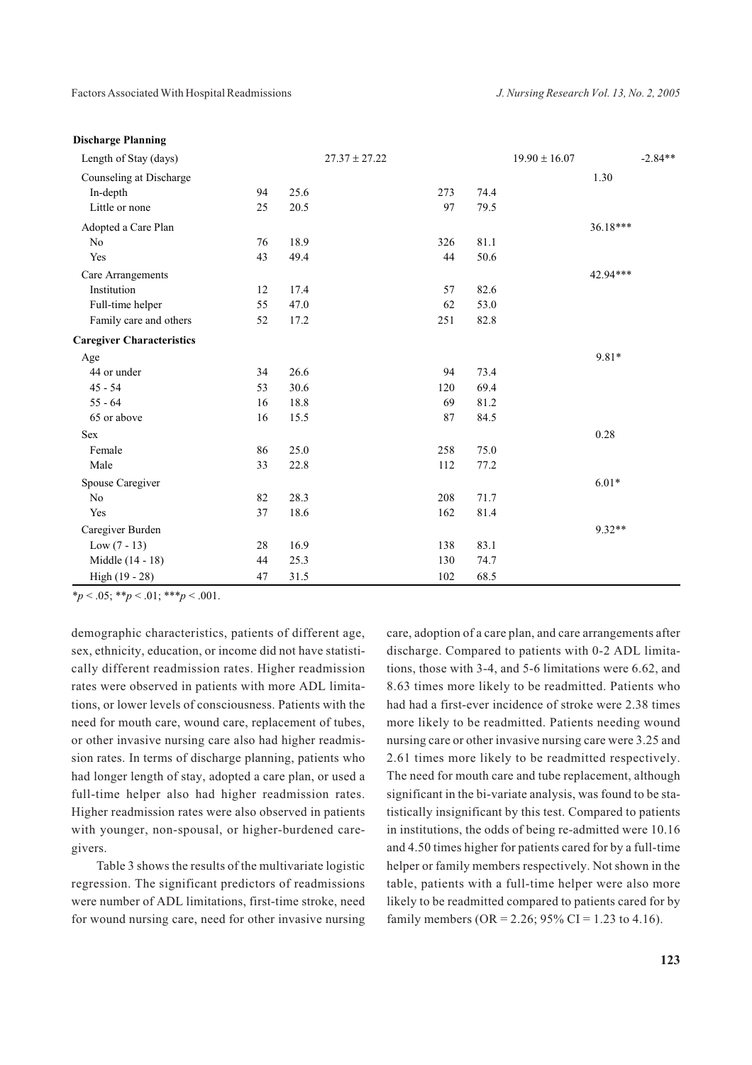| | | | | | |
|---|---|---|---|---|---|
| **Discharge Planning** | | | | | |
| Length of Stay (days) | $27.37 \pm 27.22$ | | $19.90 \pm 16.07$ | | $-2.84^{**}$ |
| Counseling at Discharge | | | | | 1.30 |
| In-depth | 94 | 25.6 | 273 | 74.4 | |
| Little or none | 25 | 20.5 | 97 | 79.5 | |
| Adopted a Care Plan | | | | | $36.18^{***}$ |
| No | 76 | 18.9 | 326 | 81.1 | |
| Yes | 43 | 49.4 | 44 | 50.6 | |
| Care Arrangements | | | | | $42.94^{***}$ |
| Institution | 12 | 17.4 | 57 | 82.6 | |
| Full-time helper | 55 | 47.0 | 62 | 53.0 | |
| Family care and others | 52 | 17.2 | 251 | 82.8 | |
| **Caregiver Characteristics** | | | | | |
| Age | | | | | $9.81^{*}$ |
| 44 or under | 34 | 26.6 | 94 | 73.4 | |
| 45 - 54 | 53 | 30.6 | 120 | 69.4 | |
| 55 - 64 | 16 | 18.8 | 69 | 81.2 | |
| 65 or above | 16 | 15.5 | 87 | 84.5 | |
| Sex | | | | | 0.28 |
| Female | 86 | 25.0 | 258 | 75.0 | |
| Male | 33 | 22.8 | 112 | 77.2 | |
| Spouse Caregiver | | | | | $6.01^{*}$ |
| No | 82 | 28.3 | 208 | 71.7 | |
| Yes | 37 | 18.6 | 162 | 81.4 | |
| Caregiver Burden | | | | | $9.32^{**}$ |
| Low (7 - 13) | 28 | 16.9 | 138 | 83.1 | |
| Middle (14 - 18) | 44 | 25.3 | 130 | 74.7 | |
| High (19 - 28) | 47 | 31.5 | 102 | 68.5 | |

$^{*}p < .05$; $^{**}p < .01$; $^{***}p < .001$.

demographic characteristics, patients of different age, sex, ethnicity, education, or income did not have statistically different readmission rates. Higher readmission rates were observed in patients with more ADL limitations, or lower levels of consciousness. Patients with the need for mouth care, wound care, replacement of tubes, or other invasive nursing care also had higher readmission rates. In terms of discharge planning, patients who had longer length of stay, adopted a care plan, or used a full-time helper also had higher readmission rates. Higher readmission rates were also observed in patients with younger, non-spousal, or higher-burdened caregivers.

Table 3 shows the results of the multivariate logistic regression. The significant predictors of readmissions were number of ADL limitations, first-time stroke, need for wound nursing care, need for other invasive nursing care, adoption of a care plan, and care arrangements after discharge. Compared to patients with 0-2 ADL limitations, those with 3-4, and 5-6 limitations were 6.62, and 8.63 times more likely to be readmitted. Patients who had had a first-ever incidence of stroke were 2.38 times more likely to be readmitted. Patients needing wound nursing care or other invasive nursing care were 3.25 and 2.61 times more likely to be readmitted respectively. The need for mouth care and tube replacement, although significant in the bi-variate analysis, was found to be statistically insignificant by this test. Compared to patients in institutions, the odds of being re-admitted were 10.16 and 4.50 times higher for patients cared for by a full-time helper or family members respectively. Not shown in the table, patients with a full-time helper were also more likely to be readmitted compared to patients cared for by family members (OR = 2.26; 95% CI = 1.23 to 4.16).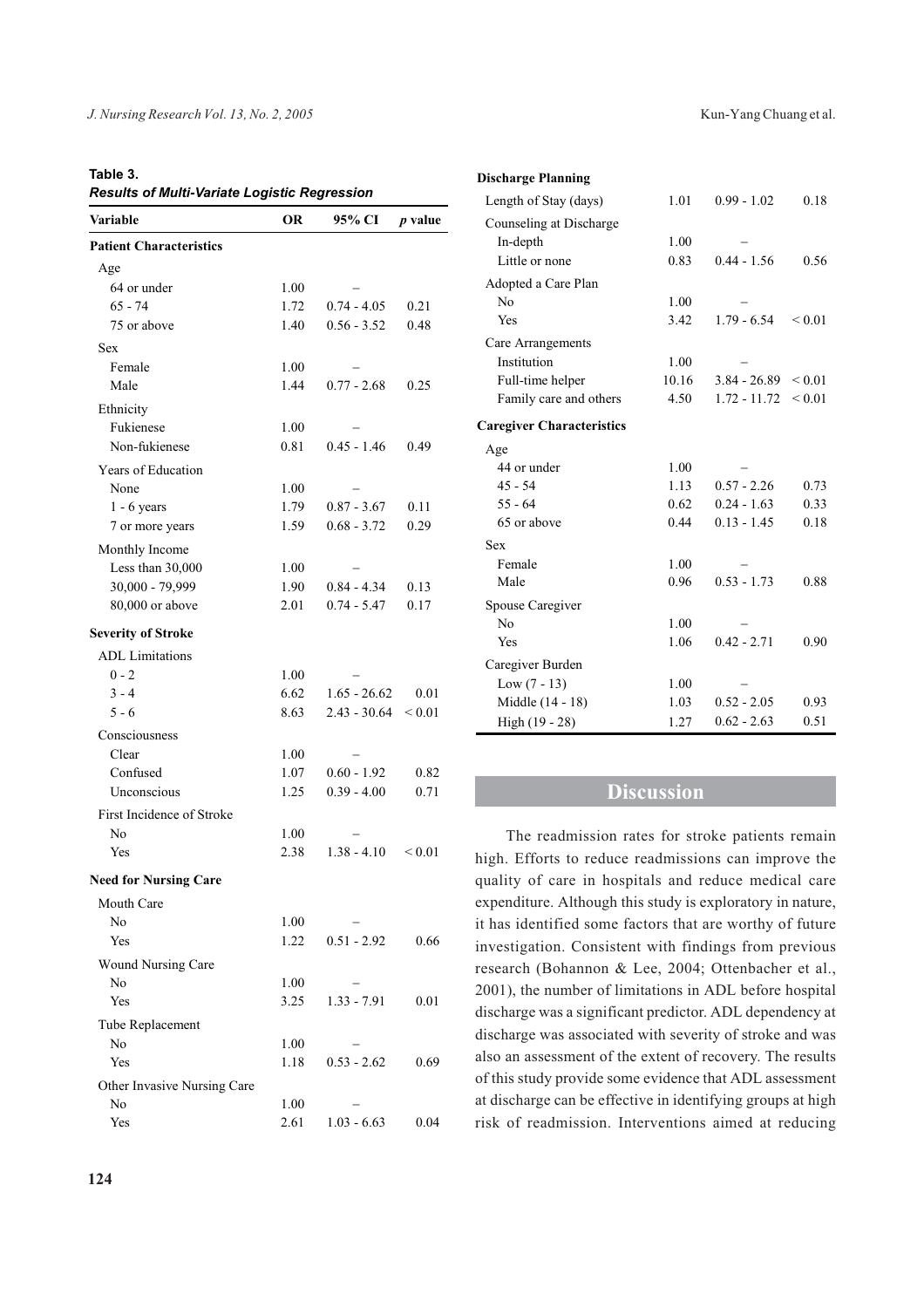**Table 3.**
***Results of Multi-Variate Logistic Regression***

| Variable | OR | 95% CI | *p* value |
|---|---|---|---|
| **Patient Characteristics** | | | |
| Age | | | |
| 64 or under | 1.00 | – | |
| 65 - 74 | 1.72 | 0.74 - 4.05 | 0.21 |
| 75 or above | 1.40 | 0.56 - 3.52 | 0.48 |
| Sex | | | |
| Female | 1.00 | – | |
| Male | 1.44 | 0.77 - 2.68 | 0.25 |
| Ethnicity | | | |
| Fukienese | 1.00 | – | |
| Non-fukienese | 0.81 | 0.45 - 1.46 | 0.49 |
| Years of Education | | | |
| None | 1.00 | – | |
| 1 - 6 years | 1.79 | 0.87 - 3.67 | 0.11 |
| 7 or more years | 1.59 | 0.68 - 3.72 | 0.29 |
| Monthly Income | | | |
| Less than 30,000 | 1.00 | – | |
| 30,000 - 79,999 | 1.90 | 0.84 - 4.34 | 0.13 |
| 80,000 or above | 2.01 | 0.74 - 5.47 | 0.17 |
| **Severity of Stroke** | | | |
| ADL Limitations | | | |
| 0 - 2 | 1.00 | – | |
| 3 - 4 | 6.62 | 1.65 - 26.62 | 0.01 |
| 5 - 6 | 8.63 | 2.43 - 30.64 | < 0.01 |
| Consciousness | | | |
| Clear | 1.00 | – | |
| Confused | 1.07 | 0.60 - 1.92 | 0.82 |
| Unconscious | 1.25 | 0.39 - 4.00 | 0.71 |
| First Incidence of Stroke | | | |
| No | 1.00 | – | |
| Yes | 2.38 | 1.38 - 4.10 | < 0.01 |
| **Need for Nursing Care** | | | |
| Mouth Care | | | |
| No | 1.00 | – | |
| Yes | 1.22 | 0.51 - 2.92 | 0.66 |
| Wound Nursing Care | | | |
| No | 1.00 | – | |
| Yes | 3.25 | 1.33 - 7.91 | 0.01 |
| Tube Replacement | | | |
| No | 1.00 | – | |
| Yes | 1.18 | 0.53 - 2.62 | 0.69 |
| Other Invasive Nursing Care | | | |
| No | 1.00 | – | |
| Yes | 2.61 | 1.03 - 6.63 | 0.04 |
| **Discharge Planning** | | | |
| Length of Stay (days) | 1.01 | 0.99 - 1.02 | 0.18 |
| Counseling at Discharge | | | |
| In-depth | 1.00 | – | |
| Little or none | 0.83 | 0.44 - 1.56 | 0.56 |
| Adopted a Care Plan | | | |
| No | 1.00 | – | |
| Yes | 3.42 | 1.79 - 6.54 | < 0.01 |
| Care Arrangements | | | |
| Institution | 1.00 | – | |
| Full-time helper | 10.16 | 3.84 - 26.89 | < 0.01 |
| Family care and others | 4.50 | 1.72 - 11.72 | < 0.01 |
| **Caregiver Characteristics** | | | |
| Age | | | |
| 44 or under | 1.00 | – | |
| 45 - 54 | 1.13 | 0.57 - 2.26 | 0.73 |
| 55 - 64 | 0.62 | 0.24 - 1.63 | 0.33 |
| 65 or above | 0.44 | 0.13 - 1.45 | 0.18 |
| Sex | | | |
| Female | 1.00 | – | |
| Male | 0.96 | 0.53 - 1.73 | 0.88 |
| Spouse Caregiver | | | |
| No | 1.00 | – | |
| Yes | 1.06 | 0.42 - 2.71 | 0.90 |
| Caregiver Burden | | | |
| Low (7 - 13) | 1.00 | – | |
| Middle (14 - 18) | 1.03 | 0.52 - 2.05 | 0.93 |
| High (19 - 28) | 1.27 | 0.62 - 2.63 | 0.51 |

## Discussion

The readmission rates for stroke patients remain high. Efforts to reduce readmissions can improve the quality of care in hospitals and reduce medical care expenditure. Although this study is exploratory in nature, it has identified some factors that are worthy of future investigation. Consistent with findings from previous research (Bohannon & Lee, 2004; Ottenbacher et al., 2001), the number of limitations in ADL before hospital discharge was a significant predictor. ADL dependency at discharge was associated with severity of stroke and was also an assessment of the extent of recovery. The results of this study provide some evidence that ADL assessment at discharge can be effective in identifying groups at high risk of readmission. Interventions aimed at reducing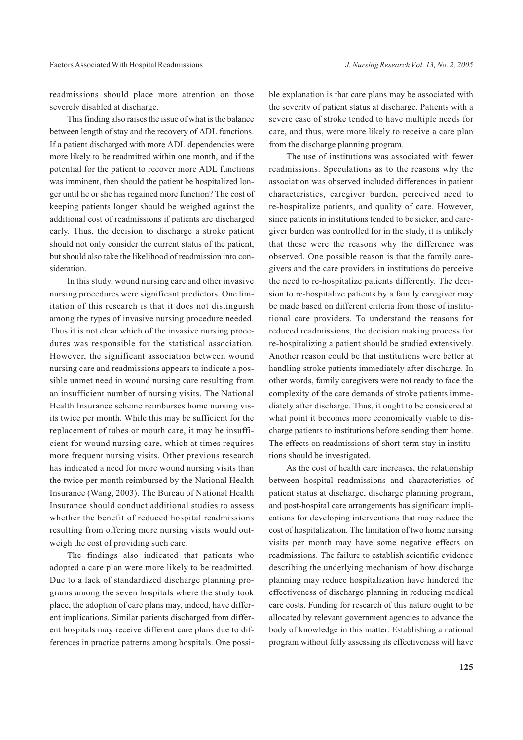readmissions should place more attention on those severely disabled at discharge.

This finding also raises the issue of what is the balance between length of stay and the recovery of ADL functions. If a patient discharged with more ADL dependencies were more likely to be readmitted within one month, and if the potential for the patient to recover more ADL functions was imminent, then should the patient be hospitalized longer until he or she has regained more function? The cost of keeping patients longer should be weighed against the additional cost of readmissions if patients are discharged early. Thus, the decision to discharge a stroke patient should not only consider the current status of the patient, but should also take the likelihood of readmission into consideration.

In this study, wound nursing care and other invasive nursing procedures were significant predictors. One limitation of this research is that it does not distinguish among the types of invasive nursing procedure needed. Thus it is not clear which of the invasive nursing procedures was responsible for the statistical association. However, the significant association between wound nursing care and readmissions appears to indicate a possible unmet need in wound nursing care resulting from an insufficient number of nursing visits. The National Health Insurance scheme reimburses home nursing visits twice per month. While this may be sufficient for the replacement of tubes or mouth care, it may be insufficient for wound nursing care, which at times requires more frequent nursing visits. Other previous research has indicated a need for more wound nursing visits than the twice per month reimbursed by the National Health Insurance (Wang, 2003). The Bureau of National Health Insurance should conduct additional studies to assess whether the benefit of reduced hospital readmissions resulting from offering more nursing visits would outweigh the cost of providing such care.

The findings also indicated that patients who adopted a care plan were more likely to be readmitted. Due to a lack of standardized discharge planning programs among the seven hospitals where the study took place, the adoption of care plans may, indeed, have different implications. Similar patients discharged from different hospitals may receive different care plans due to differences in practice patterns among hospitals. One possible explanation is that care plans may be associated with the severity of patient status at discharge. Patients with a severe case of stroke tended to have multiple needs for care, and thus, were more likely to receive a care plan from the discharge planning program.

The use of institutions was associated with fewer readmissions. Speculations as to the reasons why the association was observed included differences in patient characteristics, caregiver burden, perceived need to re-hospitalize patients, and quality of care. However, since patients in institutions tended to be sicker, and caregiver burden was controlled for in the study, it is unlikely that these were the reasons why the difference was observed. One possible reason is that the family caregivers and the care providers in institutions do perceive the need to re-hospitalize patients differently. The decision to re-hospitalize patients by a family caregiver may be made based on different criteria from those of institutional care providers. To understand the reasons for reduced readmissions, the decision making process for re-hospitalizing a patient should be studied extensively. Another reason could be that institutions were better at handling stroke patients immediately after discharge. In other words, family caregivers were not ready to face the complexity of the care demands of stroke patients immediately after discharge. Thus, it ought to be considered at what point it becomes more economically viable to discharge patients to institutions before sending them home. The effects on readmissions of short-term stay in institutions should be investigated.

As the cost of health care increases, the relationship between hospital readmissions and characteristics of patient status at discharge, discharge planning program, and post-hospital care arrangements has significant implications for developing interventions that may reduce the cost of hospitalization. The limitation of two home nursing visits per month may have some negative effects on readmissions. The failure to establish scientific evidence describing the underlying mechanism of how discharge planning may reduce hospitalization have hindered the effectiveness of discharge planning in reducing medical care costs. Funding for research of this nature ought to be allocated by relevant government agencies to advance the body of knowledge in this matter. Establishing a national program without fully assessing its effectiveness will have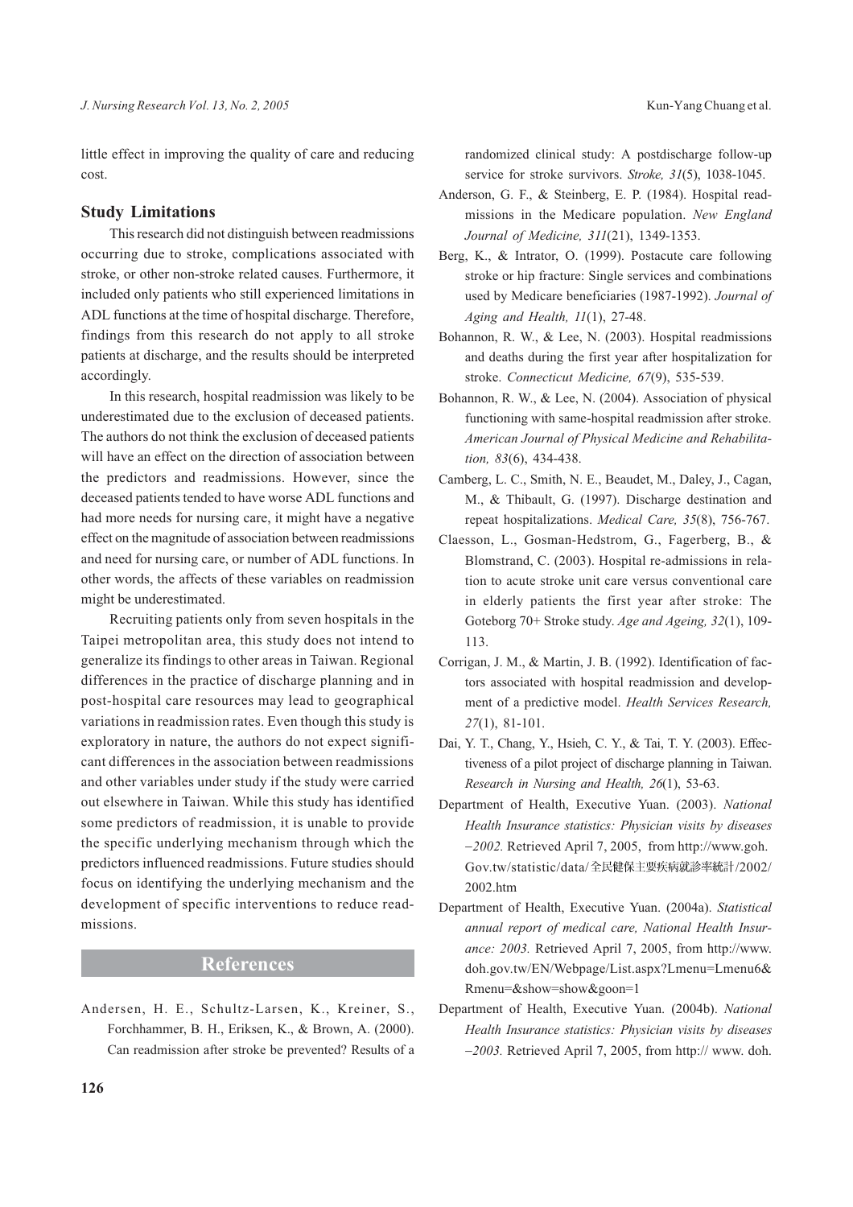little effect in improving the quality of care and reducing cost.

### Study Limitations

This research did not distinguish between readmissions occurring due to stroke, complications associated with stroke, or other non-stroke related causes. Furthermore, it included only patients who still experienced limitations in ADL functions at the time of hospital discharge. Therefore, findings from this research do not apply to all stroke patients at discharge, and the results should be interpreted accordingly.

In this research, hospital readmission was likely to be underestimated due to the exclusion of deceased patients. The authors do not think the exclusion of deceased patients will have an effect on the direction of association between the predictors and readmissions. However, since the deceased patients tended to have worse ADL functions and had more needs for nursing care, it might have a negative effect on the magnitude of association between readmissions and need for nursing care, or number of ADL functions. In other words, the affects of these variables on readmission might be underestimated.

Recruiting patients only from seven hospitals in the Taipei metropolitan area, this study does not intend to generalize its findings to other areas in Taiwan. Regional differences in the practice of discharge planning and in post-hospital care resources may lead to geographical variations in readmission rates. Even though this study is exploratory in nature, the authors do not expect significant differences in the association between readmissions and other variables under study if the study were carried out elsewhere in Taiwan. While this study has identified some predictors of readmission, it is unable to provide the specific underlying mechanism through which the predictors influenced readmissions. Future studies should focus on identifying the underlying mechanism and the development of specific interventions to reduce readmissions.

## References

Andersen, H. E., Schultz-Larsen, K., Kreiner, S., Forchhammer, B. H., Eriksen, K., & Brown, A. (2000). Can readmission after stroke be prevented? Results of a randomized clinical study: A postdischarge follow-up service for stroke survivors. *Stroke, 31*(5), 1038-1045.

Anderson, G. F., & Steinberg, E. P. (1984). Hospital readmissions in the Medicare population. *New England Journal of Medicine, 311*(21), 1349-1353.

Berg, K., & Intrator, O. (1999). Postacute care following stroke or hip fracture: Single services and combinations used by Medicare beneficiaries (1987-1992). *Journal of Aging and Health, 11*(1), 27-48.

Bohannon, R. W., & Lee, N. (2003). Hospital readmissions and deaths during the first year after hospitalization for stroke. *Connecticut Medicine, 67*(9), 535-539.

Bohannon, R. W., & Lee, N. (2004). Association of physical functioning with same-hospital readmission after stroke. *American Journal of Physical Medicine and Rehabilitation, 83*(6), 434-438.

Camberg, L. C., Smith, N. E., Beaudet, M., Daley, J., Cagan, M., & Thibault, G. (1997). Discharge destination and repeat hospitalizations. *Medical Care, 35*(8), 756-767.

Claesson, L., Gosman-Hedstrom, G., Fagerberg, B., & Blomstrand, C. (2003). Hospital re-admissions in relation to acute stroke unit care versus conventional care in elderly patients the first year after stroke: The Goteborg 70+ Stroke study. *Age and Ageing, 32*(1), 109-113.

Corrigan, J. M., & Martin, J. B. (1992). Identification of factors associated with hospital readmission and development of a predictive model. *Health Services Research, 27*(1), 81-101.

Dai, Y. T., Chang, Y., Hsieh, C. Y., & Tai, T. Y. (2003). Effectiveness of a pilot project of discharge planning in Taiwan. *Research in Nursing and Health, 26*(1), 53-63.

Department of Health, Executive Yuan. (2003). *National Health Insurance statistics: Physician visits by diseases −2002.* Retrieved April 7, 2005, from http://www.goh.Gov.tw/statistic/data/全民健保主要疾病就診率統計/2002/2002.htm

Department of Health, Executive Yuan. (2004a). *Statistical annual report of medical care, National Health Insurance: 2003.* Retrieved April 7, 2005, from http://www.doh.gov.tw/EN/Webpage/List.aspx?Lmenu=Lmenu6&Rmenu=&show=show&goon=1

Department of Health, Executive Yuan. (2004b). *National Health Insurance statistics: Physician visits by diseases −2003.* Retrieved April 7, 2005, from http:// www. doh.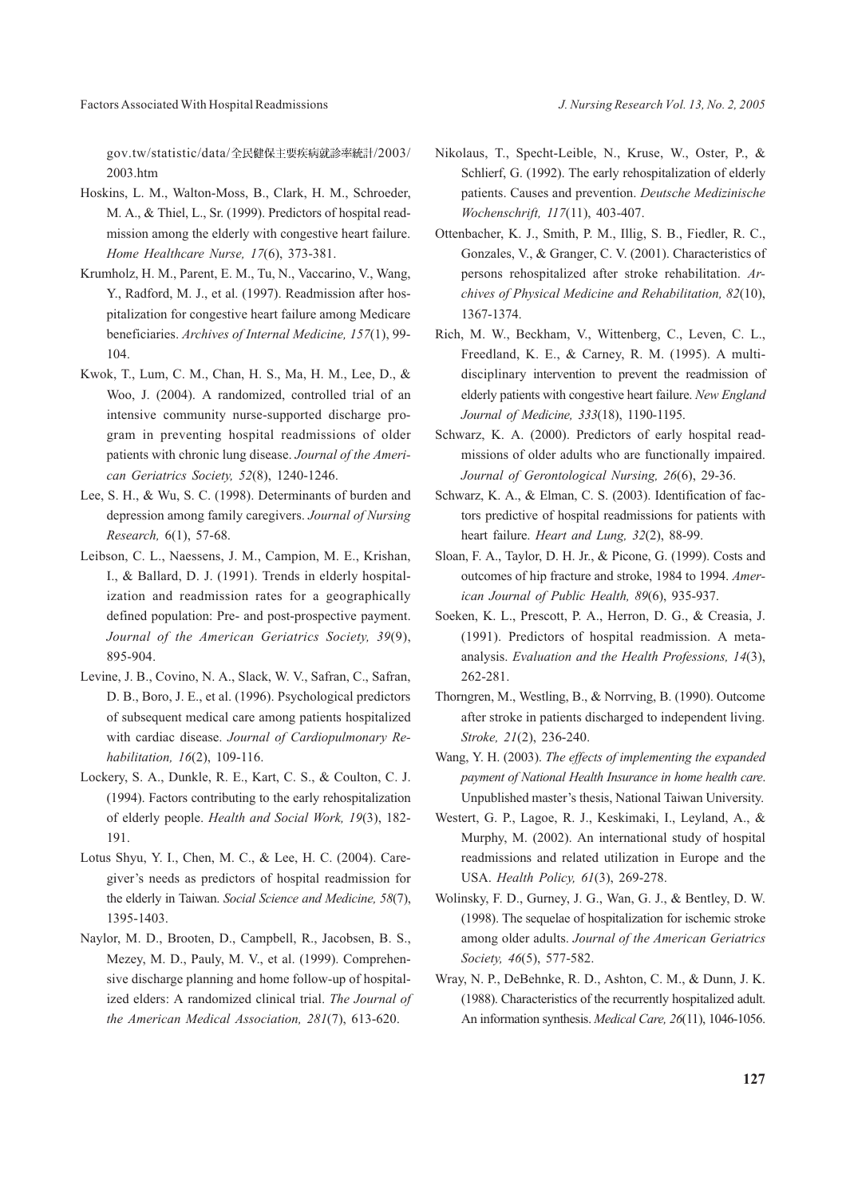gov.tw/statistic/data/全民健保主要疾病就診率統計/2003/2003.htm

Hoskins, L. M., Walton-Moss, B., Clark, H. M., Schroeder, M. A., & Thiel, L., Sr. (1999). Predictors of hospital readmission among the elderly with congestive heart failure. *Home Healthcare Nurse, 17*(6), 373-381.

Krumholz, H. M., Parent, E. M., Tu, N., Vaccarino, V., Wang, Y., Radford, M. J., et al. (1997). Readmission after hospitalization for congestive heart failure among Medicare beneficiaries. *Archives of Internal Medicine, 157*(1), 99-104.

Kwok, T., Lum, C. M., Chan, H. S., Ma, H. M., Lee, D., & Woo, J. (2004). A randomized, controlled trial of an intensive community nurse-supported discharge program in preventing hospital readmissions of older patients with chronic lung disease. *Journal of the American Geriatrics Society, 52*(8), 1240-1246.

Lee, S. H., & Wu, S. C. (1998). Determinants of burden and depression among family caregivers. *Journal of Nursing Research,* 6(1), 57-68.

Leibson, C. L., Naessens, J. M., Campion, M. E., Krishan, I., & Ballard, D. J. (1991). Trends in elderly hospitalization and readmission rates for a geographically defined population: Pre- and post-prospective payment. *Journal of the American Geriatrics Society, 39*(9), 895-904.

Levine, J. B., Covino, N. A., Slack, W. V., Safran, C., Safran, D. B., Boro, J. E., et al. (1996). Psychological predictors of subsequent medical care among patients hospitalized with cardiac disease. *Journal of Cardiopulmonary Rehabilitation, 16*(2), 109-116.

Lockery, S. A., Dunkle, R. E., Kart, C. S., & Coulton, C. J. (1994). Factors contributing to the early rehospitalization of elderly people. *Health and Social Work, 19*(3), 182-191.

Lotus Shyu, Y. I., Chen, M. C., & Lee, H. C. (2004). Caregiver's needs as predictors of hospital readmission for the elderly in Taiwan. *Social Science and Medicine, 58*(7), 1395-1403.

Naylor, M. D., Brooten, D., Campbell, R., Jacobsen, B. S., Mezey, M. D., Pauly, M. V., et al. (1999). Comprehensive discharge planning and home follow-up of hospitalized elders: A randomized clinical trial. *The Journal of the American Medical Association, 281*(7), 613-620.

Nikolaus, T., Specht-Leible, N., Kruse, W., Oster, P., & Schlierf, G. (1992). The early rehospitalization of elderly patients. Causes and prevention. *Deutsche Medizinische Wochenschrift, 117*(11), 403-407.

Ottenbacher, K. J., Smith, P. M., Illig, S. B., Fiedler, R. C., Gonzales, V., & Granger, C. V. (2001). Characteristics of persons rehospitalized after stroke rehabilitation. *Archives of Physical Medicine and Rehabilitation, 82*(10), 1367-1374.

Rich, M. W., Beckham, V., Wittenberg, C., Leven, C. L., Freedland, K. E., & Carney, R. M. (1995). A multidisciplinary intervention to prevent the readmission of elderly patients with congestive heart failure. *New England Journal of Medicine, 333*(18), 1190-1195.

Schwarz, K. A. (2000). Predictors of early hospital readmissions of older adults who are functionally impaired. *Journal of Gerontological Nursing, 26*(6), 29-36.

Schwarz, K. A., & Elman, C. S. (2003). Identification of factors predictive of hospital readmissions for patients with heart failure. *Heart and Lung, 32*(2), 88-99.

Sloan, F. A., Taylor, D. H. Jr., & Picone, G. (1999). Costs and outcomes of hip fracture and stroke, 1984 to 1994. *American Journal of Public Health, 89*(6), 935-937.

Soeken, K. L., Prescott, P. A., Herron, D. G., & Creasia, J. (1991). Predictors of hospital readmission. A meta-analysis. *Evaluation and the Health Professions, 14*(3), 262-281.

Thorngren, M., Westling, B., & Norrving, B. (1990). Outcome after stroke in patients discharged to independent living. *Stroke, 21*(2), 236-240.

Wang, Y. H. (2003). *The effects of implementing the expanded payment of National Health Insurance in home health care*. Unpublished master's thesis, National Taiwan University.

Westert, G. P., Lagoe, R. J., Keskimaki, I., Leyland, A., & Murphy, M. (2002). An international study of hospital readmissions and related utilization in Europe and the USA. *Health Policy, 61*(3), 269-278.

Wolinsky, F. D., Gurney, J. G., Wan, G. J., & Bentley, D. W. (1998). The sequelae of hospitalization for ischemic stroke among older adults. *Journal of the American Geriatrics Society, 46*(5), 577-582.

Wray, N. P., DeBehnke, R. D., Ashton, C. M., & Dunn, J. K. (1988). Characteristics of the recurrently hospitalized adult. An information synthesis. *Medical Care, 26*(11), 1046-1056.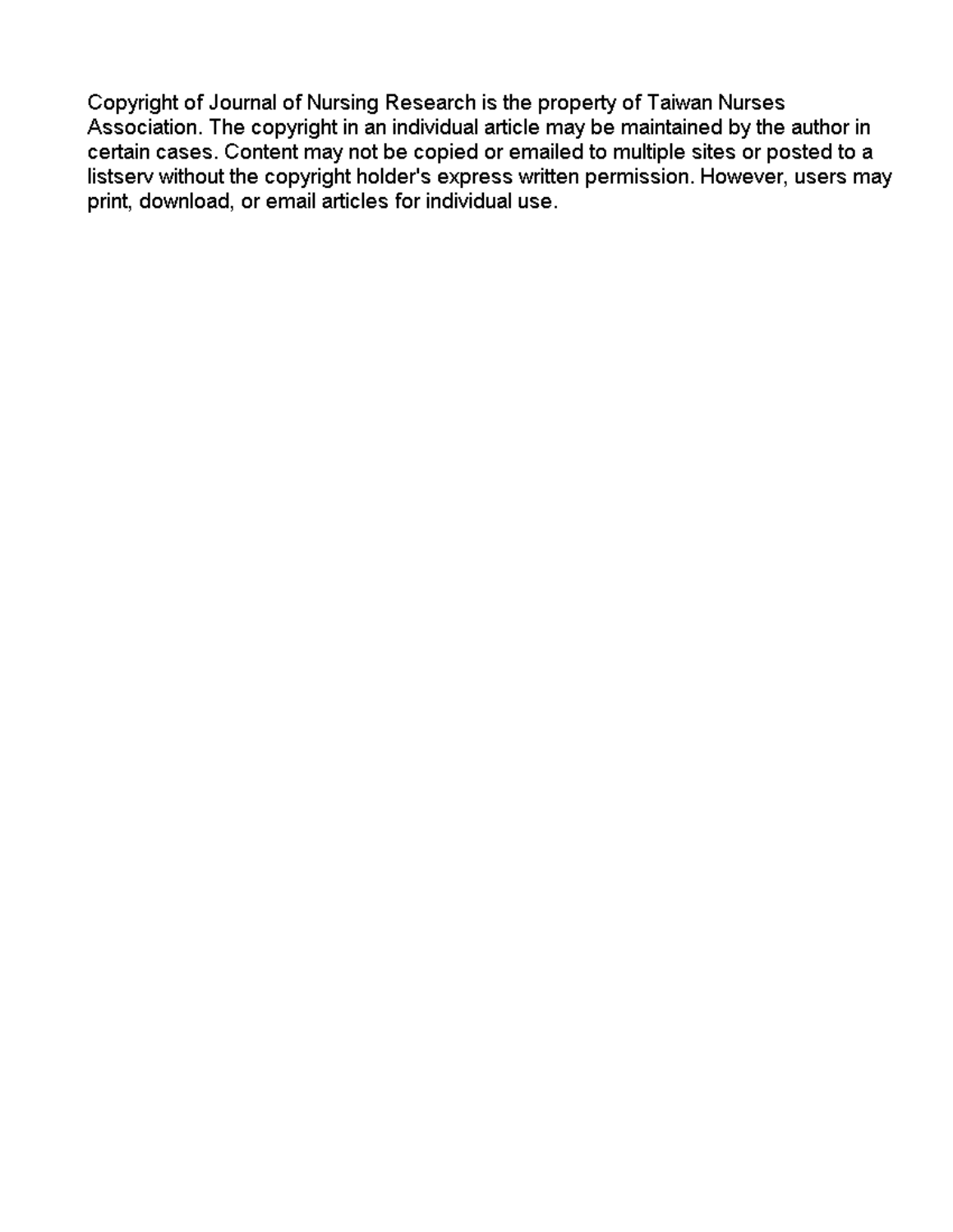Copyright of Journal of Nursing Research is the property of Taiwan Nurses Association. The copyright in an individual article may be maintained by the author in certain cases. Content may not be copied or emailed to multiple sites or posted to a listserv without the copyright holder's express written permission. However, users may print, download, or email articles for individual use.